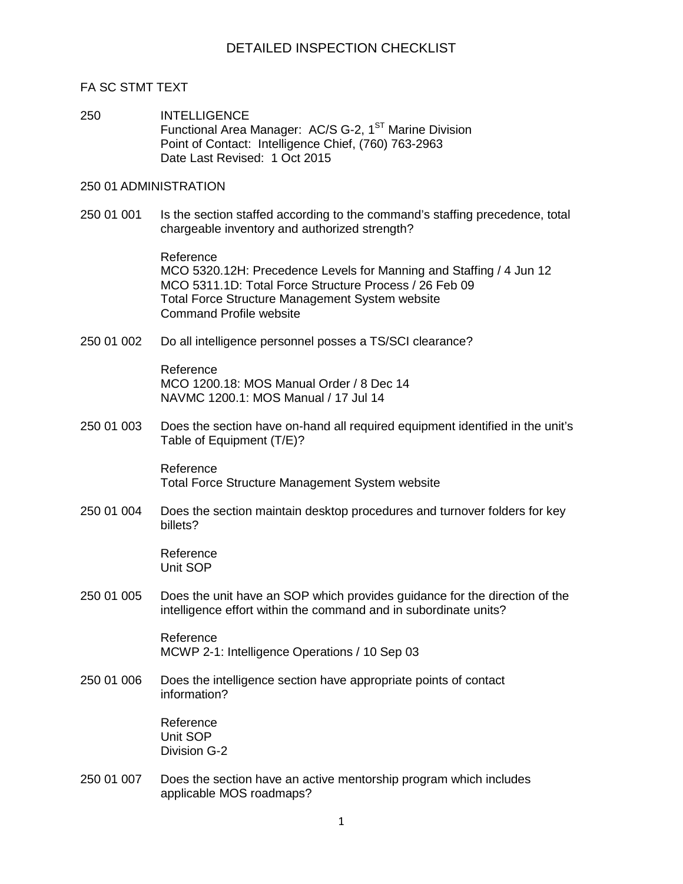# DETAILED INSPECTION CHECKLIST

FA SC STMT TEXT

250 INTELLIGENCE
Functional Area Manager: AC/S G-2, 1ST Marine Division
Point of Contact: Intelligence Chief, (760) 763-2963
Date Last Revised: 1 Oct 2015

## 250 01 ADMINISTRATION

**250 01 001** Is the section staffed according to the command's staffing precedence, total chargeable inventory and authorized strength?

Reference
MCO 5320.12H: Precedence Levels for Manning and Staffing / 4 Jun 12
MCO 5311.1D: Total Force Structure Process / 26 Feb 09
Total Force Structure Management System website
Command Profile website

**250 01 002** Do all intelligence personnel posses a TS/SCI clearance?

Reference
MCO 1200.18: MOS Manual Order / 8 Dec 14
NAVMC 1200.1: MOS Manual / 17 Jul 14

**250 01 003** Does the section have on-hand all required equipment identified in the unit's Table of Equipment (T/E)?

Reference
Total Force Structure Management System website

**250 01 004** Does the section maintain desktop procedures and turnover folders for key billets?

Reference
Unit SOP

**250 01 005** Does the unit have an SOP which provides guidance for the direction of the intelligence effort within the command and in subordinate units?

Reference
MCWP 2-1: Intelligence Operations / 10 Sep 03

**250 01 006** Does the intelligence section have appropriate points of contact information?

Reference
Unit SOP
Division G-2

**250 01 007** Does the section have an active mentorship program which includes applicable MOS roadmaps?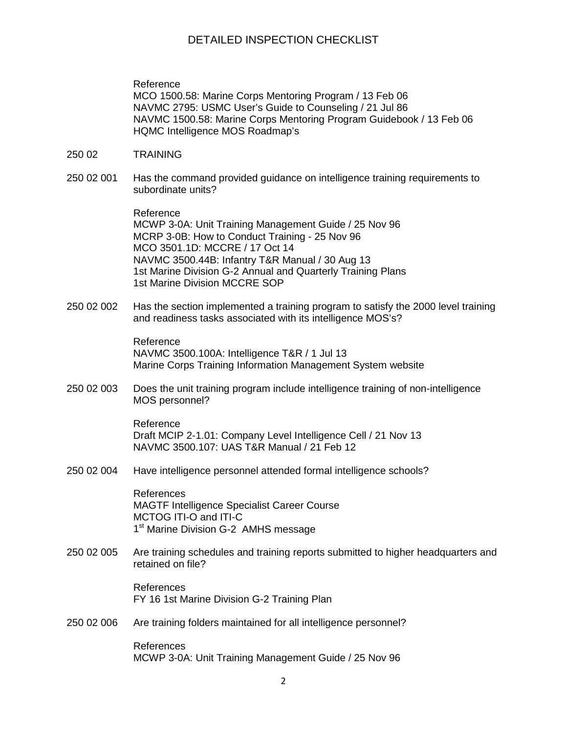Reference
MCO 1500.58: Marine Corps Mentoring Program / 13 Feb 06
NAVMC 2795: USMC User's Guide to Counseling / 21 Jul 86
NAVMC 1500.58: Marine Corps Mentoring Program Guidebook / 13 Feb 06
HQMC Intelligence MOS Roadmap's

## 250 02 TRAINING

**250 02 001** Has the command provided guidance on intelligence training requirements to subordinate units?

Reference
MCWP 3-0A: Unit Training Management Guide / 25 Nov 96
MCRP 3-0B: How to Conduct Training - 25 Nov 96
MCO 3501.1D: MCCRE / 17 Oct 14
NAVMC 3500.44B: Infantry T&R Manual / 30 Aug 13
1st Marine Division G-2 Annual and Quarterly Training Plans
1st Marine Division MCCRE SOP

**250 02 002** Has the section implemented a training program to satisfy the 2000 level training and readiness tasks associated with its intelligence MOS's?

Reference
NAVMC 3500.100A: Intelligence T&R / 1 Jul 13
Marine Corps Training Information Management System website

**250 02 003** Does the unit training program include intelligence training of non-intelligence MOS personnel?

Reference
Draft MCIP 2-1.01: Company Level Intelligence Cell / 21 Nov 13
NAVMC 3500.107: UAS T&R Manual / 21 Feb 12

**250 02 004** Have intelligence personnel attended formal intelligence schools?

References
MAGTF Intelligence Specialist Career Course
MCTOG ITI-O and ITI-C
1st Marine Division G-2 AMHS message

**250 02 005** Are training schedules and training reports submitted to higher headquarters and retained on file?

References
FY 16 1st Marine Division G-2 Training Plan

**250 02 006** Are training folders maintained for all intelligence personnel?

References
MCWP 3-0A: Unit Training Management Guide / 25 Nov 96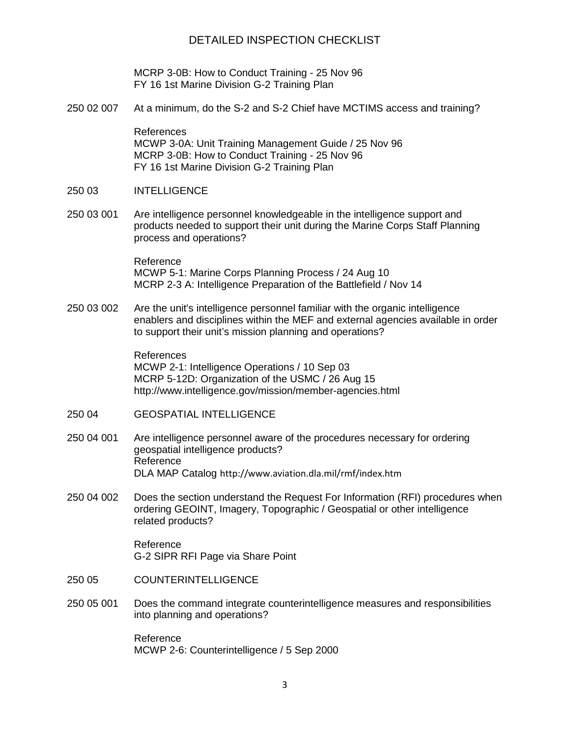MCRP 3-0B: How to Conduct Training - 25 Nov 96
FY 16 1st Marine Division G-2 Training Plan

250 02 007 At a minimum, do the S-2 and S-2 Chief have MCTIMS access and training?

References
MCWP 3-0A: Unit Training Management Guide / 25 Nov 96
MCRP 3-0B: How to Conduct Training - 25 Nov 96
FY 16 1st Marine Division G-2 Training Plan

## 250 03 INTELLIGENCE

250 03 001 Are intelligence personnel knowledgeable in the intelligence support and products needed to support their unit during the Marine Corps Staff Planning process and operations?

Reference
MCWP 5-1: Marine Corps Planning Process / 24 Aug 10
MCRP 2-3 A: Intelligence Preparation of the Battlefield / Nov 14

250 03 002 Are the unit's intelligence personnel familiar with the organic intelligence enablers and disciplines within the MEF and external agencies available in order to support their unit's mission planning and operations?

References
MCWP 2-1: Intelligence Operations / 10 Sep 03
MCRP 5-12D: Organization of the USMC / 26 Aug 15
http://www.intelligence.gov/mission/member-agencies.html

## 250 04 GEOSPATIAL INTELLIGENCE

250 04 001 Are intelligence personnel aware of the procedures necessary for ordering geospatial intelligence products?
Reference
DLA MAP Catalog http://www.aviation.dla.mil/rmf/index.htm

250 04 002 Does the section understand the Request For Information (RFI) procedures when ordering GEOINT, Imagery, Topographic / Geospatial or other intelligence related products?

Reference
G-2 SIPR RFI Page via Share Point

## 250 05 COUNTERINTELLIGENCE

250 05 001 Does the command integrate counterintelligence measures and responsibilities into planning and operations?

Reference
MCWP 2-6: Counterintelligence / 5 Sep 2000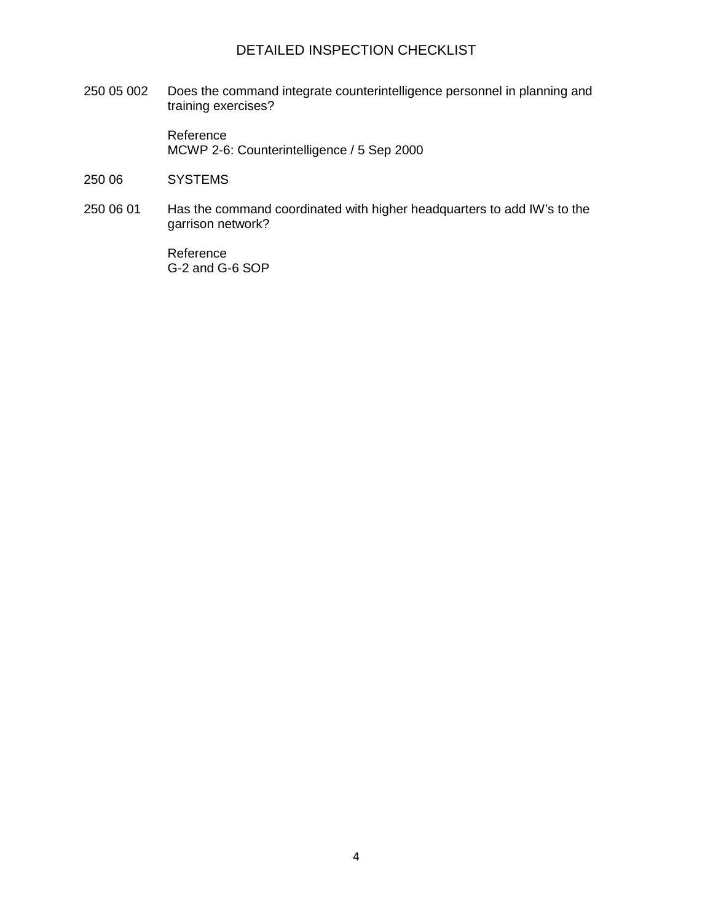# DETAILED INSPECTION CHECKLIST

250 05 002 Does the command integrate counterintelligence personnel in planning and training exercises?

Reference
MCWP 2-6: Counterintelligence / 5 Sep 2000

250 06 SYSTEMS

250 06 01 Has the command coordinated with higher headquarters to add IW's to the garrison network?

Reference
G-2 and G-6 SOP